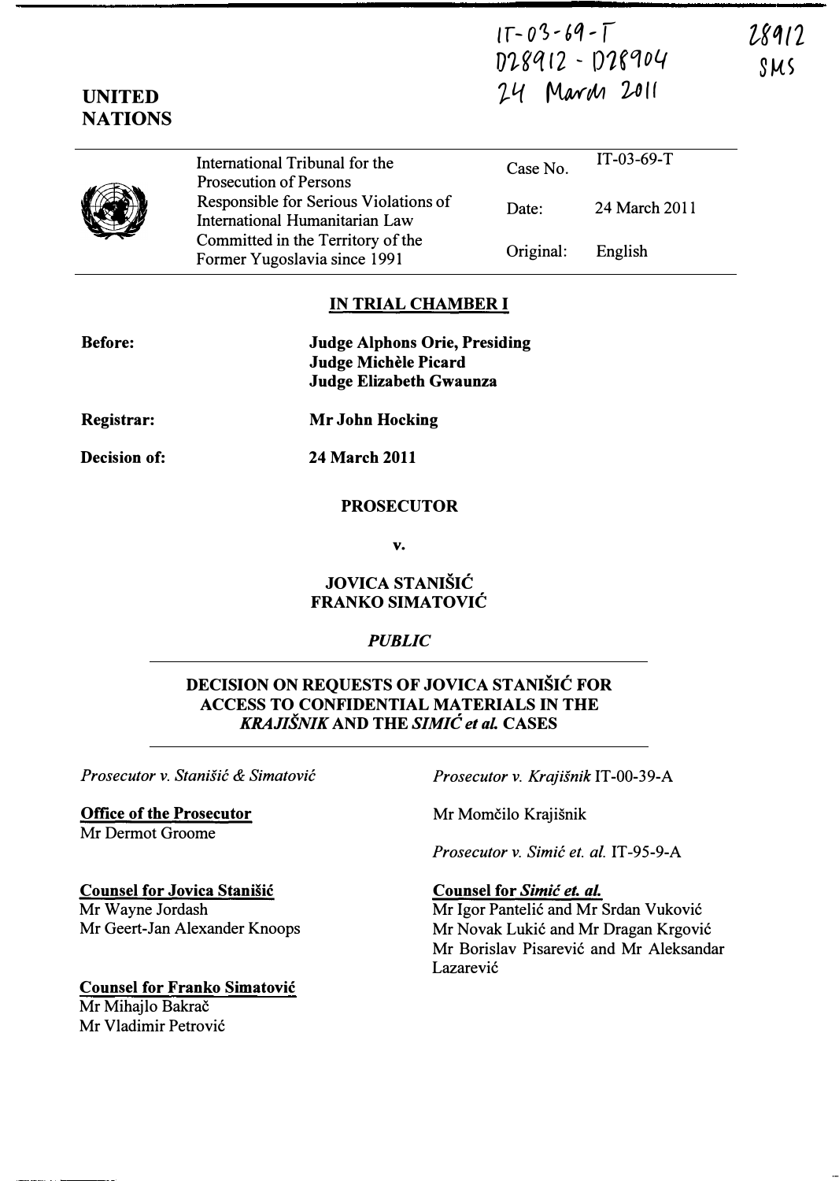IT-03-69-T
D28912 - D28904
24 March 2011

28912
SMS

**UNITED NATIONS**

| | | |
|---|---|---|
| International Tribunal for the Prosecution of Persons Responsible for Serious Violations of International Humanitarian Law Committed in the Territory of the Former Yugoslavia since 1991 | Case No. | IT-03-69-T |
| | Date: | 24 March 2011 |
| | Original: | English |

## IN TRIAL CHAMBER I

**Before:** **Judge Alphons Orie, Presiding**
**Judge Michèle Picard**
**Judge Elizabeth Gwaunza**

**Registrar:** **Mr John Hocking**

**Decision of:** **24 March 2011**

**PROSECUTOR**

**v.**

**JOVICA STANIŠIĆ**
**FRANKO SIMATOVIĆ**

*PUBLIC*

## DECISION ON REQUESTS OF JOVICA STANIŠIĆ FOR ACCESS TO CONFIDENTIAL MATERIALS IN THE *KRAJIŠNIK* AND THE *SIMIĆ et al.* CASES

*Prosecutor v. Stanišić & Simatović*

**Office of the Prosecutor**
Mr Dermot Groome

**Counsel for Jovica Stanišić**
Mr Wayne Jordash
Mr Geert-Jan Alexander Knoops

**Counsel for Franko Simatović**
Mr Mihajlo Bakrač
Mr Vladimir Petrović

*Prosecutor v. Krajišnik* IT-00-39-A

Mr Momčilo Krajišnik

*Prosecutor v. Simić et. al.* IT-95-9-A

**Counsel for *Simić et. al.***
Mr Igor Pantelić and Mr Srdan Vuković
Mr Novak Lukić and Mr Dragan Krgović
Mr Borislav Pisarević and Mr Aleksandar Lazarević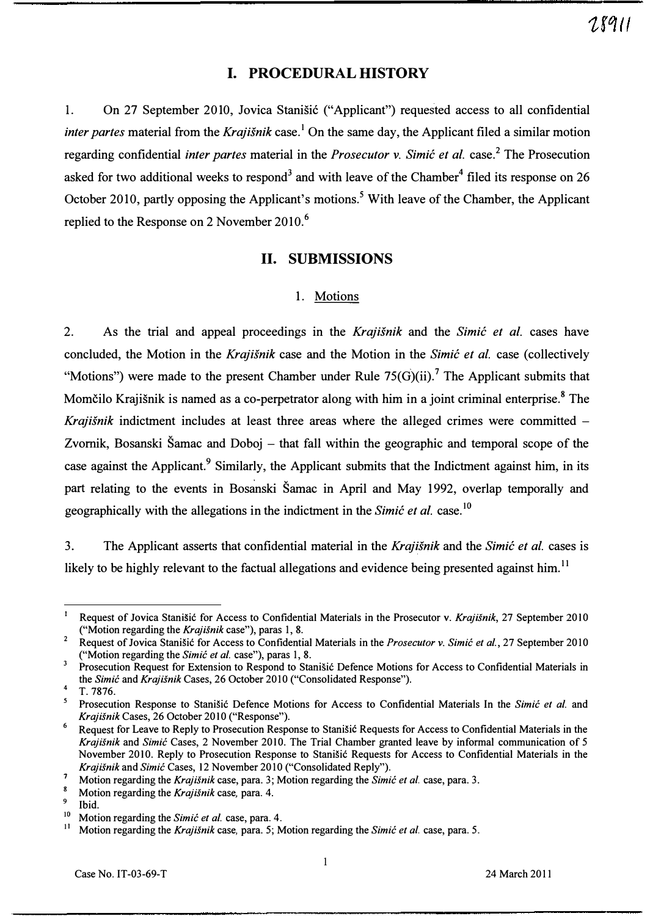## I. PROCEDURAL HISTORY

1. On 27 September 2010, Jovica Stanišić ("Applicant") requested access to all confidential *inter partes* material from the *Krajišnik* case.[1] On the same day, the Applicant filed a similar motion regarding confidential *inter partes* material in the *Prosecutor v. Simić et al.* case.[2] The Prosecution asked for two additional weeks to respond[3] and with leave of the Chamber[4] filed its response on 26 October 2010, partly opposing the Applicant's motions.[5] With leave of the Chamber, the Applicant replied to the Response on 2 November 2010.[6]

## II. SUBMISSIONS

### 1. Motions

2. As the trial and appeal proceedings in the *Krajišnik* and the *Simić et al.* cases have concluded, the Motion in the *Krajišnik* case and the Motion in the *Simić et al.* case (collectively "Motions") were made to the present Chamber under Rule 75(G)(ii).[7] The Applicant submits that Momčilo Krajišnik is named as a co-perpetrator along with him in a joint criminal enterprise.[8] The *Krajišnik* indictment includes at least three areas where the alleged crimes were committed – Zvornik, Bosanski Šamac and Doboj – that fall within the geographic and temporal scope of the case against the Applicant.[9] Similarly, the Applicant submits that the Indictment against him, in its part relating to the events in Bosanski Šamac in April and May 1992, overlap temporally and geographically with the allegations in the indictment in the *Simić et al.* case.[10]

3. The Applicant asserts that confidential material in the *Krajišnik* and the *Simić et al.* cases is likely to be highly relevant to the factual allegations and evidence being presented against him.[11]

---

[1] Request of Jovica Stanišić for Access to Confidential Materials in the Prosecutor v. *Krajišnik*, 27 September 2010 ("Motion regarding the *Krajišnik* case"), paras 1, 8.

[2] Request of Jovica Stanišić for Access to Confidential Materials in the *Prosecutor v. Simić et al.*, 27 September 2010 ("Motion regarding the *Simić et al.* case"), paras 1, 8.

[3] Prosecution Request for Extension to Respond to Stanišić Defence Motions for Access to Confidential Materials in the *Simić* and *Krajišnik* Cases, 26 October 2010 ("Consolidated Response").

[4] T. 7876.

[5] Prosecution Response to Stanišić Defence Motions for Access to Confidential Materials In the *Simić et al.* and *Krajišnik* Cases, 26 October 2010 ("Response").

[6] Request for Leave to Reply to Prosecution Response to Stanišić Requests for Access to Confidential Materials in the *Krajišnik* and *Simić* Cases, 2 November 2010. The Trial Chamber granted leave by informal communication of 5 November 2010. Reply to Prosecution Response to Stanišić Requests for Access to Confidential Materials in the *Krajišnik* and *Simić* Cases, 12 November 2010 ("Consolidated Reply").

[7] Motion regarding the *Krajišnik* case, para. 3; Motion regarding the *Simić et al.* case, para. 3.

[8] Motion regarding the *Krajišnik* case, para. 4.

[9] Ibid.

[10] Motion regarding the *Simić et al.* case, para. 4.

[11] Motion regarding the *Krajišnik* case, para. 5; Motion regarding the *Simić et al.* case, para. 5.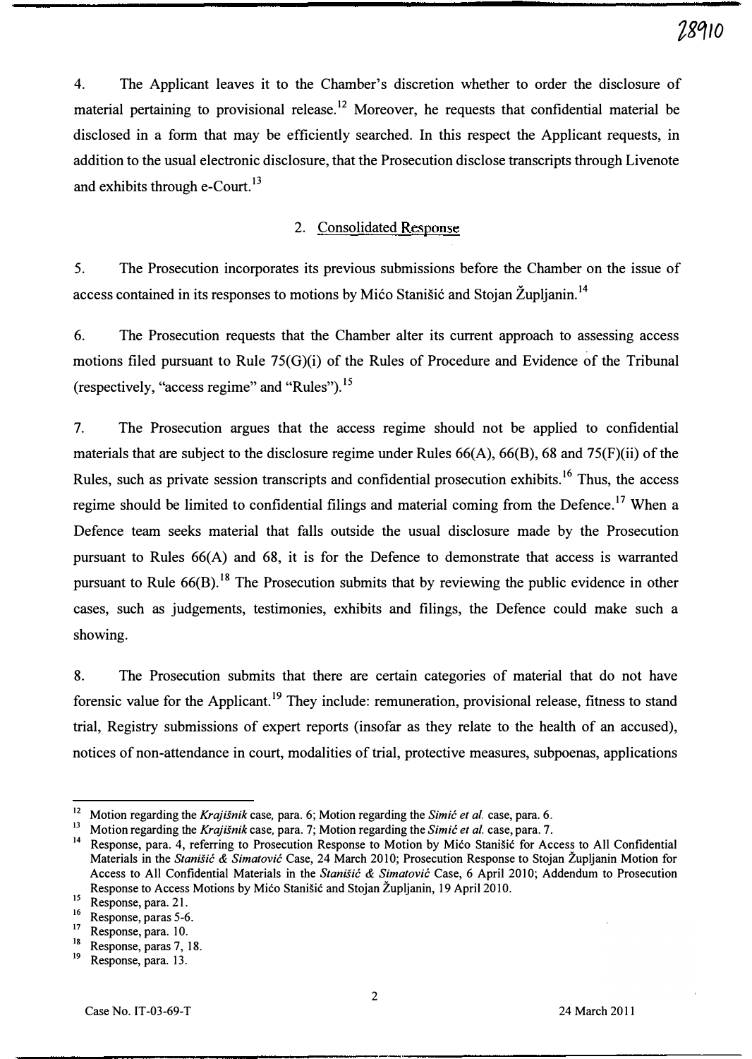4. The Applicant leaves it to the Chamber's discretion whether to order the disclosure of material pertaining to provisional release.[12] Moreover, he requests that confidential material be disclosed in a form that may be efficiently searched. In this respect the Applicant requests, in addition to the usual electronic disclosure, that the Prosecution disclose transcripts through Livenote and exhibits through e-Court.[13]

## 2. Consolidated Response

5. The Prosecution incorporates its previous submissions before the Chamber on the issue of access contained in its responses to motions by Mićo Stanišić and Stojan Župljanin.[14]

6. The Prosecution requests that the Chamber alter its current approach to assessing access motions filed pursuant to Rule 75(G)(i) of the Rules of Procedure and Evidence of the Tribunal (respectively, "access regime" and "Rules").[15]

7. The Prosecution argues that the access regime should not be applied to confidential materials that are subject to the disclosure regime under Rules 66(A), 66(B), 68 and 75(F)(ii) of the Rules, such as private session transcripts and confidential prosecution exhibits.[16] Thus, the access regime should be limited to confidential filings and material coming from the Defence.[17] When a Defence team seeks material that falls outside the usual disclosure made by the Prosecution pursuant to Rules 66(A) and 68, it is for the Defence to demonstrate that access is warranted pursuant to Rule 66(B).[18] The Prosecution submits that by reviewing the public evidence in other cases, such as judgements, testimonies, exhibits and filings, the Defence could make such a showing.

8. The Prosecution submits that there are certain categories of material that do not have forensic value for the Applicant.[19] They include: remuneration, provisional release, fitness to stand trial, Registry submissions of expert reports (insofar as they relate to the health of an accused), notices of non-attendance in court, modalities of trial, protective measures, subpoenas, applications

---

[12] Motion regarding the *Krajišnik* case, para. 6; Motion regarding the *Simić et al.* case, para. 6.

[13] Motion regarding the *Krajišnik* case, para. 7; Motion regarding the *Simić et al.* case, para. 7.

[14] Response, para. 4, referring to Prosecution Response to Motion by Mićo Stanišić for Access to All Confidential Materials in the *Stanišić & Simatović* Case, 24 March 2010; Prosecution Response to Stojan Župljanin Motion for Access to All Confidential Materials in the *Stanišić & Simatović* Case, 6 April 2010; Addendum to Prosecution Response to Access Motions by Mićo Stanišić and Stojan Župljanin, 19 April 2010.

[15] Response, para. 21.

[16] Response, paras 5-6.

[17] Response, para. 10.

[18] Response, paras 7, 18.

[19] Response, para. 13.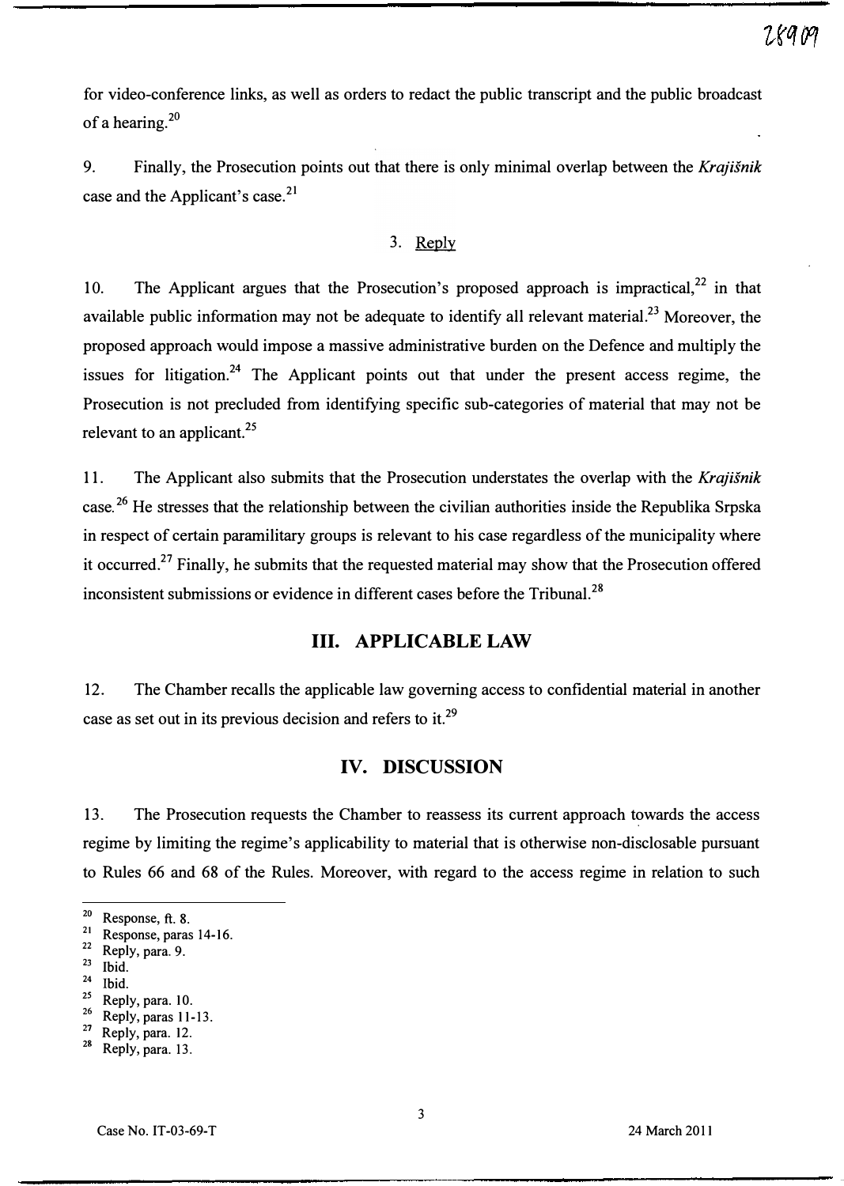for video-conference links, as well as orders to redact the public transcript and the public broadcast of a hearing.[20]

9. Finally, the Prosecution points out that there is only minimal overlap between the *Krajišnik* case and the Applicant's case.[21]

### 3. Reply

10. The Applicant argues that the Prosecution's proposed approach is impractical,[22] in that available public information may not be adequate to identify all relevant material.[23] Moreover, the proposed approach would impose a massive administrative burden on the Defence and multiply the issues for litigation.[24] The Applicant points out that under the present access regime, the Prosecution is not precluded from identifying specific sub-categories of material that may not be relevant to an applicant.[25]

11. The Applicant also submits that the Prosecution understates the overlap with the *Krajišnik* case.[26] He stresses that the relationship between the civilian authorities inside the Republika Srpska in respect of certain paramilitary groups is relevant to his case regardless of the municipality where it occurred.[27] Finally, he submits that the requested material may show that the Prosecution offered inconsistent submissions or evidence in different cases before the Tribunal.[28]

## III. APPLICABLE LAW

12. The Chamber recalls the applicable law governing access to confidential material in another case as set out in its previous decision and refers to it.[29]

## IV. DISCUSSION

13. The Prosecution requests the Chamber to reassess its current approach towards the access regime by limiting the regime's applicability to material that is otherwise non-disclosable pursuant to Rules 66 and 68 of the Rules. Moreover, with regard to the access regime in relation to such

---

[20] Response, ft. 8.
[21] Response, paras 14-16.
[22] Reply, para. 9.
[23] Ibid.
[24] Ibid.
[25] Reply, para. 10.
[26] Reply, paras 11-13.
[27] Reply, para. 12.
[28] Reply, para. 13.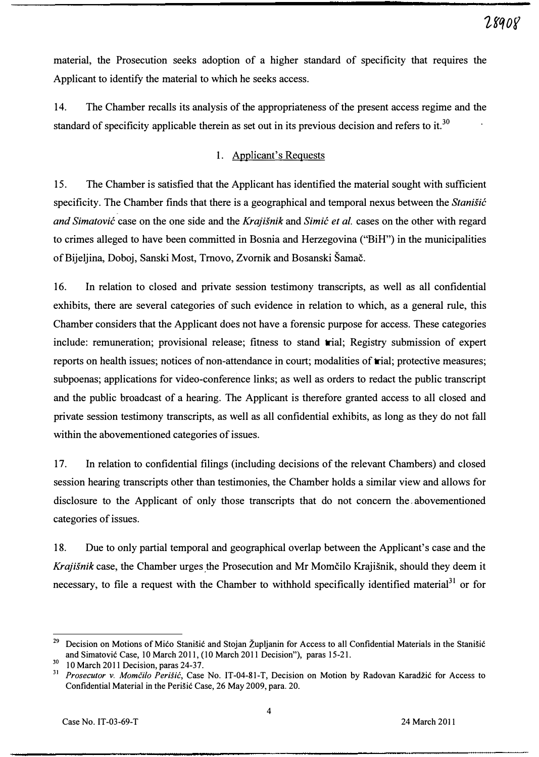material, the Prosecution seeks adoption of a higher standard of specificity that requires the Applicant to identify the material to which he seeks access.

14. The Chamber recalls its analysis of the appropriateness of the present access regime and the standard of specificity applicable therein as set out in its previous decision and refers to it.[30]

### 1. Applicant's Requests

15. The Chamber is satisfied that the Applicant has identified the material sought with sufficient specificity. The Chamber finds that there is a geographical and temporal nexus between the *Stanišić and Simatović* case on the one side and the *Krajišnik* and *Simić et al.* cases on the other with regard to crimes alleged to have been committed in Bosnia and Herzegovina ("BiH") in the municipalities of Bijeljina, Doboj, Sanski Most, Trnovo, Zvornik and Bosanski Šamač.

16. In relation to closed and private session testimony transcripts, as well as all confidential exhibits, there are several categories of such evidence in relation to which, as a general rule, this Chamber considers that the Applicant does not have a forensic purpose for access. These categories include: remuneration; provisional release; fitness to stand trial; Registry submission of expert reports on health issues; notices of non-attendance in court; modalities of trial; protective measures; subpoenas; applications for video-conference links; as well as orders to redact the public transcript and the public broadcast of a hearing. The Applicant is therefore granted access to all closed and private session testimony transcripts, as well as all confidential exhibits, as long as they do not fall within the abovementioned categories of issues.

17. In relation to confidential filings (including decisions of the relevant Chambers) and closed session hearing transcripts other than testimonies, the Chamber holds a similar view and allows for disclosure to the Applicant of only those transcripts that do not concern the abovementioned categories of issues.

18. Due to only partial temporal and geographical overlap between the Applicant's case and the *Krajišnik* case, the Chamber urges the Prosecution and Mr Momčilo Krajišnik, should they deem it necessary, to file a request with the Chamber to withhold specifically identified material[31] or for

---

[29] Decision on Motions of Mićo Stanišić and Stojan Župljanin for Access to all Confidential Materials in the Stanišić and Simatović Case, 10 March 2011, (10 March 2011 Decision"), paras 15-21.

[30] 10 March 2011 Decision, paras 24-37.

[31] *Prosecutor v. Momčilo Perišić*, Case No. IT-04-81-T, Decision on Motion by Radovan Karadžić for Access to Confidential Material in the Perišić Case, 26 May 2009, para. 20.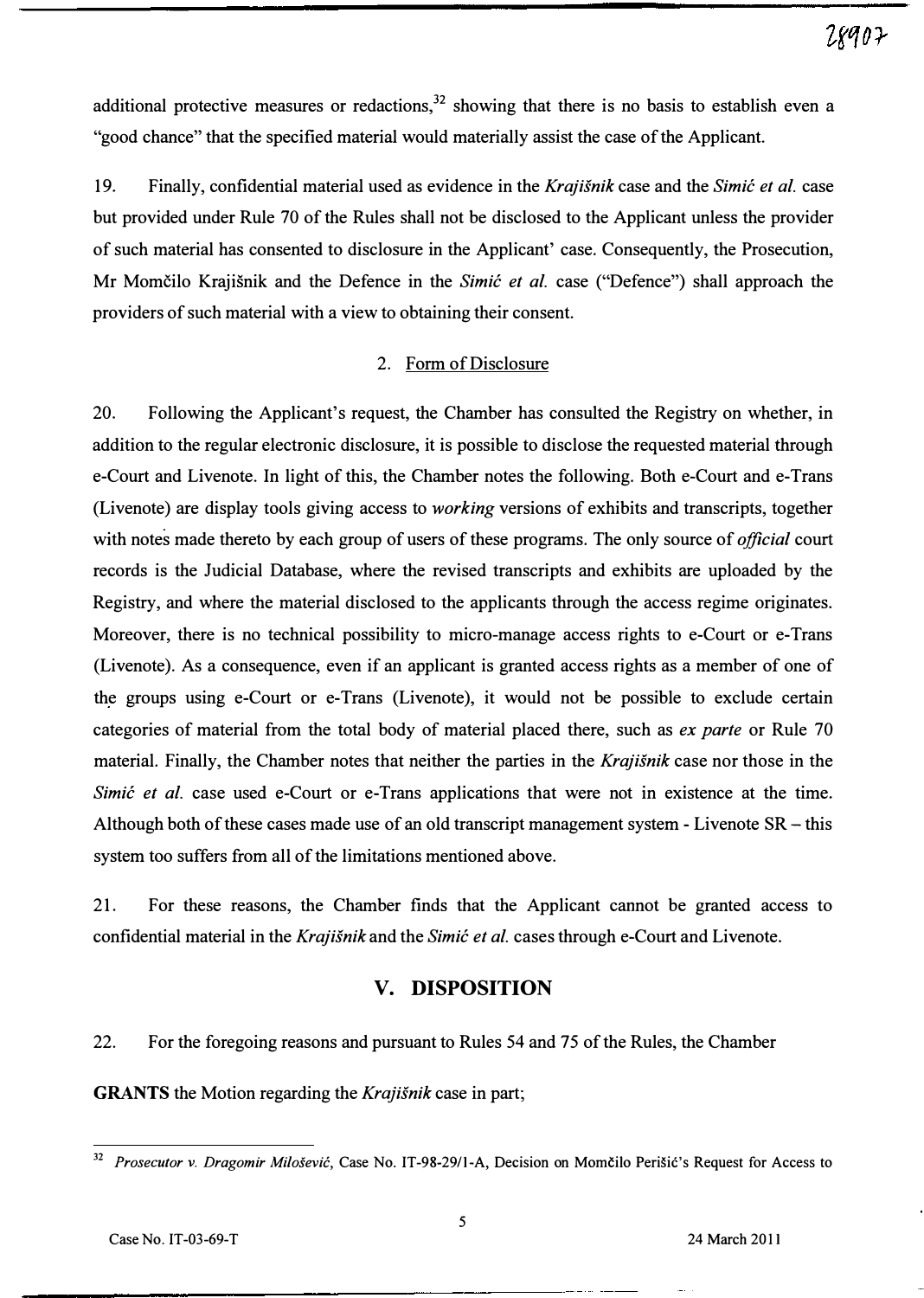additional protective measures or redactions,[32] showing that there is no basis to establish even a "good chance" that the specified material would materially assist the case of the Applicant.

19. Finally, confidential material used as evidence in the *Krajišnik* case and the *Simić et al.* case but provided under Rule 70 of the Rules shall not be disclosed to the Applicant unless the provider of such material has consented to disclosure in the Applicant' case. Consequently, the Prosecution, Mr Momčilo Krajišnik and the Defence in the *Simić et al.* case ("Defence") shall approach the providers of such material with a view to obtaining their consent.

### 2. Form of Disclosure

20. Following the Applicant's request, the Chamber has consulted the Registry on whether, in addition to the regular electronic disclosure, it is possible to disclose the requested material through e-Court and Livenote. In light of this, the Chamber notes the following. Both e-Court and e-Trans (Livenote) are display tools giving access to *working* versions of exhibits and transcripts, together with notes made thereto by each group of users of these programs. The only source of *official* court records is the Judicial Database, where the revised transcripts and exhibits are uploaded by the Registry, and where the material disclosed to the applicants through the access regime originates. Moreover, there is no technical possibility to micro-manage access rights to e-Court or e-Trans (Livenote). As a consequence, even if an applicant is granted access rights as a member of one of the groups using e-Court or e-Trans (Livenote), it would not be possible to exclude certain categories of material from the total body of material placed there, such as *ex parte* or Rule 70 material. Finally, the Chamber notes that neither the parties in the *Krajišnik* case nor those in the *Simić et al.* case used e-Court or e-Trans applications that were not in existence at the time. Although both of these cases made use of an old transcript management system - Livenote SR – this system too suffers from all of the limitations mentioned above.

21. For these reasons, the Chamber finds that the Applicant cannot be granted access to confidential material in the *Krajišnik* and the *Simić et al.* cases through e-Court and Livenote.

## V. DISPOSITION

22. For the foregoing reasons and pursuant to Rules 54 and 75 of the Rules, the Chamber

**GRANTS** the Motion regarding the *Krajišnik* case in part;

---

[32] *Prosecutor v. Dragomir Milošević*, Case No. IT-98-29/1-A, Decision on Momčilo Perišić's Request for Access to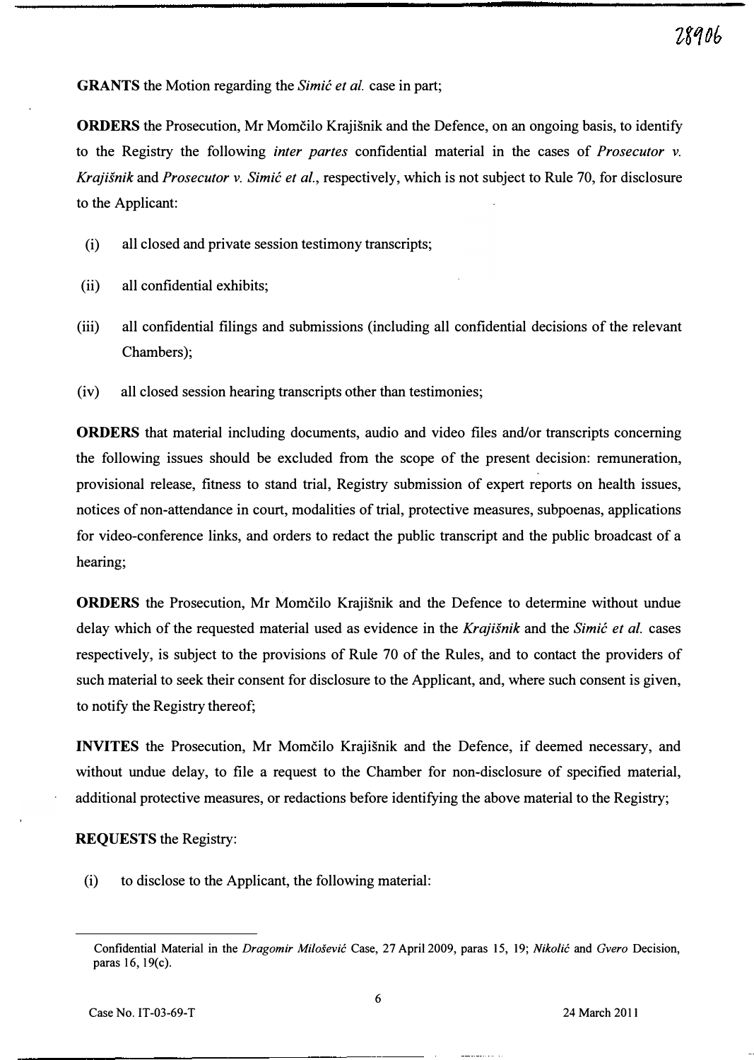**GRANTS** the Motion regarding the *Simić et al.* case in part;

**ORDERS** the Prosecution, Mr Momčilo Krajišnik and the Defence, on an ongoing basis, to identify to the Registry the following *inter partes* confidential material in the cases of *Prosecutor v. Krajišnik* and *Prosecutor v. Simić et al.*, respectively, which is not subject to Rule 70, for disclosure to the Applicant:

(i) all closed and private session testimony transcripts;

(ii) all confidential exhibits;

(iii) all confidential filings and submissions (including all confidential decisions of the relevant Chambers);

(iv) all closed session hearing transcripts other than testimonies;

**ORDERS** that material including documents, audio and video files and/or transcripts concerning the following issues should be excluded from the scope of the present decision: remuneration, provisional release, fitness to stand trial, Registry submission of expert reports on health issues, notices of non-attendance in court, modalities of trial, protective measures, subpoenas, applications for video-conference links, and orders to redact the public transcript and the public broadcast of a hearing;

**ORDERS** the Prosecution, Mr Momčilo Krajišnik and the Defence to determine without undue delay which of the requested material used as evidence in the *Krajišnik* and the *Simić et al.* cases respectively, is subject to the provisions of Rule 70 of the Rules, and to contact the providers of such material to seek their consent for disclosure to the Applicant, and, where such consent is given, to notify the Registry thereof;

**INVITES** the Prosecution, Mr Momčilo Krajišnik and the Defence, if deemed necessary, and without undue delay, to file a request to the Chamber for non-disclosure of specified material, additional protective measures, or redactions before identifying the above material to the Registry;

**REQUESTS** the Registry:

(i) to disclose to the Applicant, the following material:

---

Confidential Material in the *Dragomir Milošević* Case, 27 April 2009, paras 15, 19; *Nikolić* and *Gvero* Decision, paras 16, 19(c).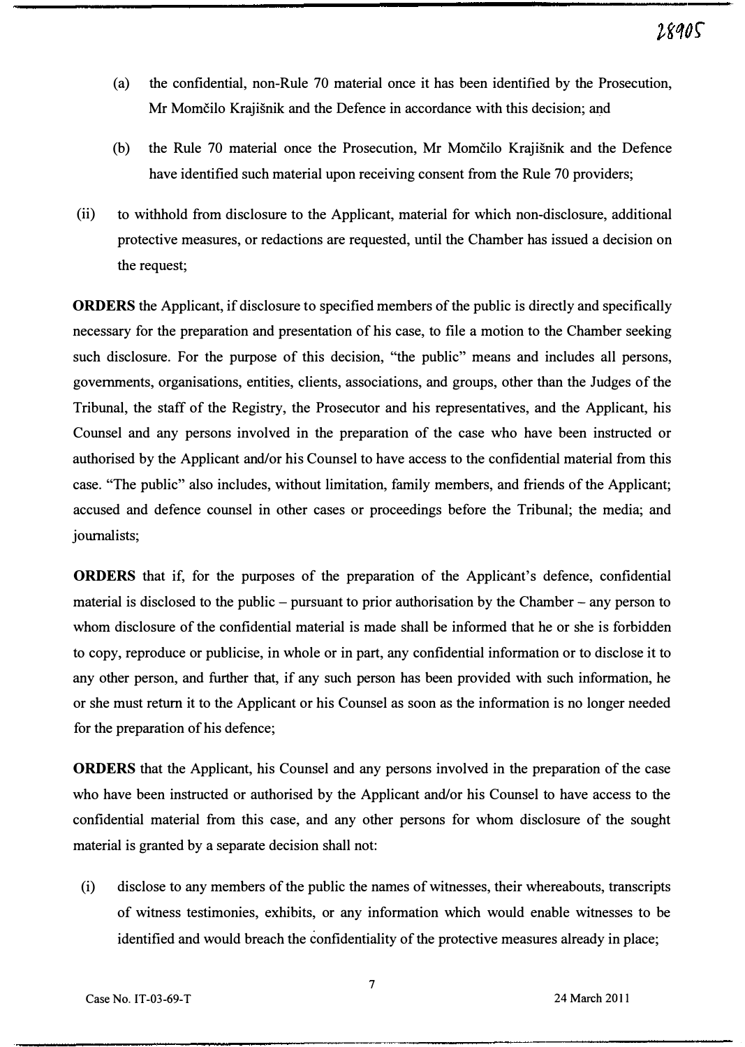(a) the confidential, non-Rule 70 material once it has been identified by the Prosecution, Mr Momčilo Krajišnik and the Defence in accordance with this decision; and

(b) the Rule 70 material once the Prosecution, Mr Momčilo Krajišnik and the Defence have identified such material upon receiving consent from the Rule 70 providers;

(ii) to withhold from disclosure to the Applicant, material for which non-disclosure, additional protective measures, or redactions are requested, until the Chamber has issued a decision on the request;

**ORDERS** the Applicant, if disclosure to specified members of the public is directly and specifically necessary for the preparation and presentation of his case, to file a motion to the Chamber seeking such disclosure. For the purpose of this decision, "the public" means and includes all persons, governments, organisations, entities, clients, associations, and groups, other than the Judges of the Tribunal, the staff of the Registry, the Prosecutor and his representatives, and the Applicant, his Counsel and any persons involved in the preparation of the case who have been instructed or authorised by the Applicant and/or his Counsel to have access to the confidential material from this case. "The public" also includes, without limitation, family members, and friends of the Applicant; accused and defence counsel in other cases or proceedings before the Tribunal; the media; and journalists;

**ORDERS** that if, for the purposes of the preparation of the Applicant's defence, confidential material is disclosed to the public – pursuant to prior authorisation by the Chamber – any person to whom disclosure of the confidential material is made shall be informed that he or she is forbidden to copy, reproduce or publicise, in whole or in part, any confidential information or to disclose it to any other person, and further that, if any such person has been provided with such information, he or she must return it to the Applicant or his Counsel as soon as the information is no longer needed for the preparation of his defence;

**ORDERS** that the Applicant, his Counsel and any persons involved in the preparation of the case who have been instructed or authorised by the Applicant and/or his Counsel to have access to the confidential material from this case, and any other persons for whom disclosure of the sought material is granted by a separate decision shall not:

(i) disclose to any members of the public the names of witnesses, their whereabouts, transcripts of witness testimonies, exhibits, or any information which would enable witnesses to be identified and would breach the confidentiality of the protective measures already in place;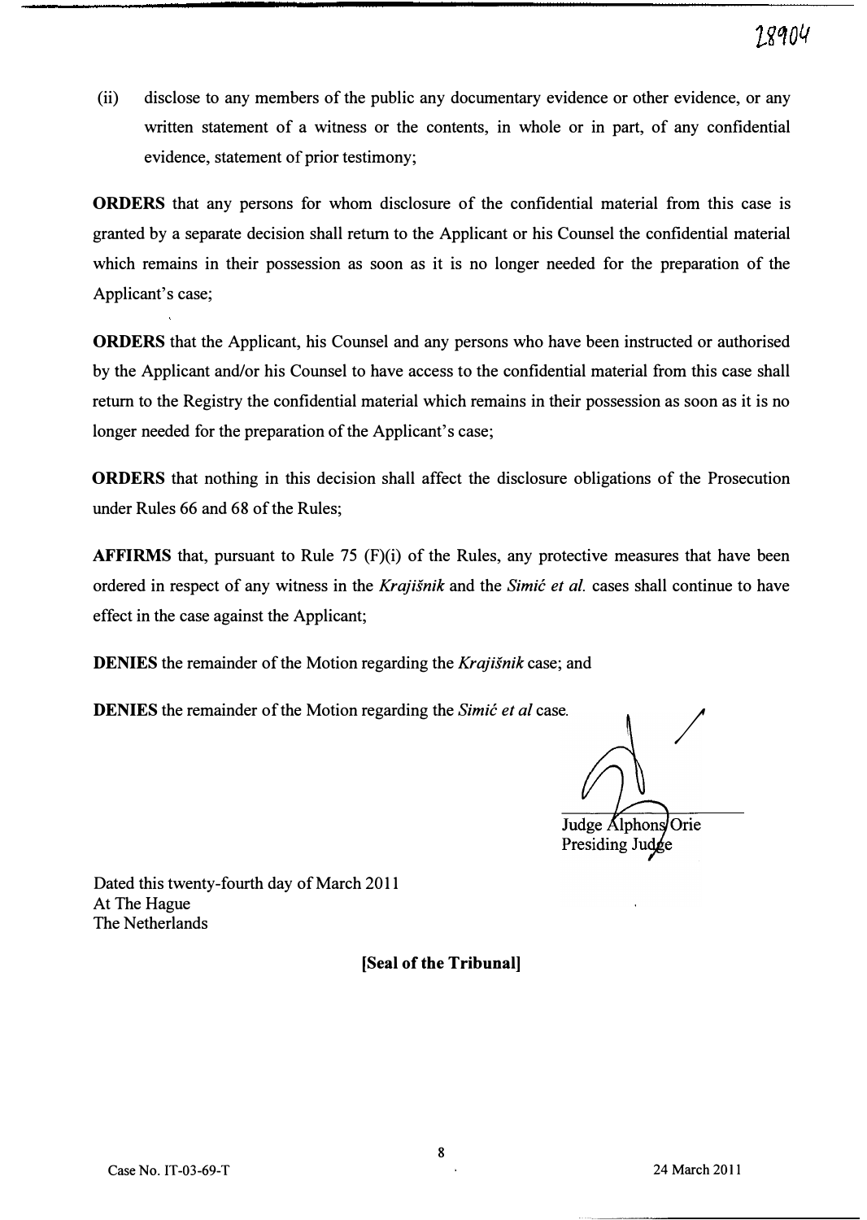(ii) disclose to any members of the public any documentary evidence or other evidence, or any written statement of a witness or the contents, in whole or in part, of any confidential evidence, statement of prior testimony;

**ORDERS** that any persons for whom disclosure of the confidential material from this case is granted by a separate decision shall return to the Applicant or his Counsel the confidential material which remains in their possession as soon as it is no longer needed for the preparation of the Applicant's case;

**ORDERS** that the Applicant, his Counsel and any persons who have been instructed or authorised by the Applicant and/or his Counsel to have access to the confidential material from this case shall return to the Registry the confidential material which remains in their possession as soon as it is no longer needed for the preparation of the Applicant's case;

**ORDERS** that nothing in this decision shall affect the disclosure obligations of the Prosecution under Rules 66 and 68 of the Rules;

**AFFIRMS** that, pursuant to Rule 75 (F)(i) of the Rules, any protective measures that have been ordered in respect of any witness in the *Krajišnik* and the *Simić et al.* cases shall continue to have effect in the case against the Applicant;

**DENIES** the remainder of the Motion regarding the *Krajišnik* case; and

**DENIES** the remainder of the Motion regarding the *Simić et al* case.

Judge Alphons Orie
Presiding Judge

Dated this twenty-fourth day of March 2011
At The Hague
The Netherlands

**[Seal of the Tribunal]**